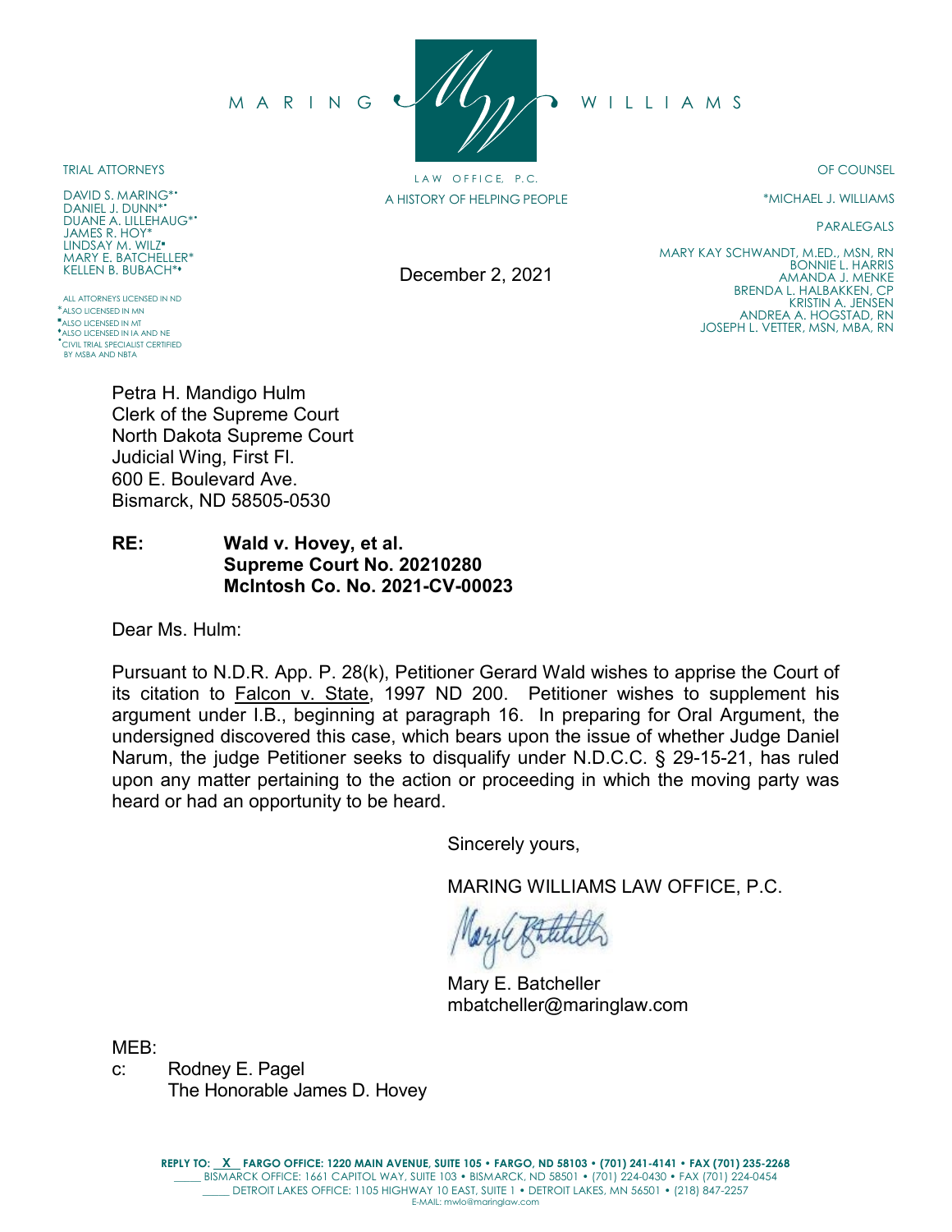MARING WILLIAMS

LAW OFFICE, P.C.

A HISTORY OF HELPING PEOPLE

TRIAL ATTORNEYS

DAVID S. MARING*
DANIEL J. DUNN*
DUANE A. LILLEHAUG*
JAMES R. HOY*
LINDSAY M. WILZ
MARY E. BATCHELLER*
KELLEN B. BUBACH*

ALL ATTORNEYS LICENSED IN ND
*ALSO LICENSED IN MN
ALSO LICENSED IN MT
ALSO LICENSED IN IA AND NE
CIVIL TRIAL SPECIALIST CERTIFIED BY MSBA AND NBTA

OF COUNSEL

*MICHAEL J. WILLIAMS

PARALEGALS

MARY KAY SCHWANDT, M.ED., MSN, RN
BONNIE L. HARRIS
AMANDA J. MENKE
BRENDA L. HALBAKKEN, CP
KRISTIN A. JENSEN
ANDREA A. HOGSTAD, RN
JOSEPH L. VETTER, MSN, MBA, RN

December 2, 2021

Petra H. Mandigo Hulm
Clerk of the Supreme Court
North Dakota Supreme Court
Judicial Wing, First Fl.
600 E. Boulevard Ave.
Bismarck, ND 58505-0530

**RE: Wald v. Hovey, et al.**
**Supreme Court No. 20210280**
**McIntosh Co. No. 2021-CV-00023**

Dear Ms. Hulm:

Pursuant to N.D.R. App. P. 28(k), Petitioner Gerard Wald wishes to apprise the Court of its citation to Falcon v. State, 1997 ND 200. Petitioner wishes to supplement his argument under I.B., beginning at paragraph 16. In preparing for Oral Argument, the undersigned discovered this case, which bears upon the issue of whether Judge Daniel Narum, the judge Petitioner seeks to disqualify under N.D.C.C. § 29-15-21, has ruled upon any matter pertaining to the action or proceeding in which the moving party was heard or had an opportunity to be heard.

Sincerely yours,

MARING WILLIAMS LAW OFFICE, P.C.

Mary E. Batcheller
mbatcheller@maringlaw.com

MEB:

c: Rodney E. Pagel
The Honorable James D. Hovey

REPLY TO: X FARGO OFFICE: 1220 MAIN AVENUE, SUITE 105 • FARGO, ND 58103 • (701) 241-4141 • FAX (701) 235-2268
_____ BISMARCK OFFICE: 1661 CAPITOL WAY, SUITE 103 • BISMARCK, ND 58501 • (701) 224-0430 • FAX (701) 224-0454
_____ DETROIT LAKES OFFICE: 1105 HIGHWAY 10 EAST, SUITE 1 • DETROIT LAKES, MN 56501 • (218) 847-2257
E-MAIL: mwlo@maringlaw.com